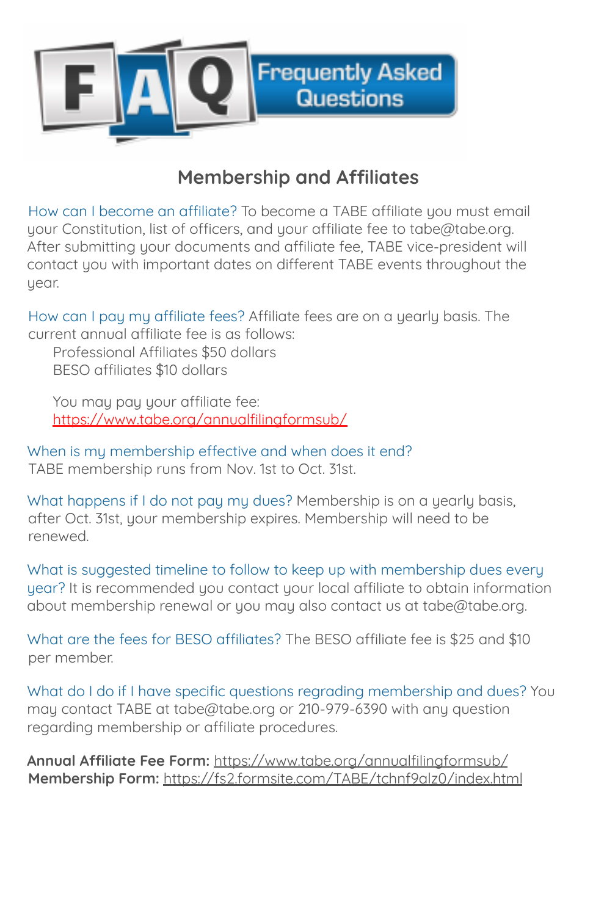# FAQ Frequently Asked Questions

## Membership and Affiliates

How can I become an affiliate? To become a TABE affiliate you must email your Constitution, list of officers, and your affiliate fee to tabe@tabe.org. After submitting your documents and affiliate fee, TABE vice-president will contact you with important dates on different TABE events throughout the year.

How can I pay my affiliate fees? Affiliate fees are on a yearly basis. The current annual affiliate fee is as follows:

Professional Affiliates $50 dollars
BESO affiliates $10 dollars

You may pay your affiliate fee:
https://www.tabe.org/annualfilingformsub/

When is my membership effective and when does it end?
TABE membership runs from Nov. 1st to Oct. 31st.

What happens if I do not pay my dues? Membership is on a yearly basis, after Oct. 31st, your membership expires. Membership will need to be renewed.

What is suggested timeline to follow to keep up with membership dues every year? It is recommended you contact your local affiliate to obtain information about membership renewal or you may also contact us at tabe@tabe.org.

What are the fees for BESO affiliates? The BESO affiliate fee is $25 and $10 per member.

What do I do if I have specific questions regrading membership and dues? You may contact TABE at tabe@tabe.org or 210-979-6390 with any question regarding membership or affiliate procedures.

**Annual Affiliate Fee Form:** https://www.tabe.org/annualfilingformsub/
**Membership Form:** https://fs2.formsite.com/TABE/tchnf9alz0/index.html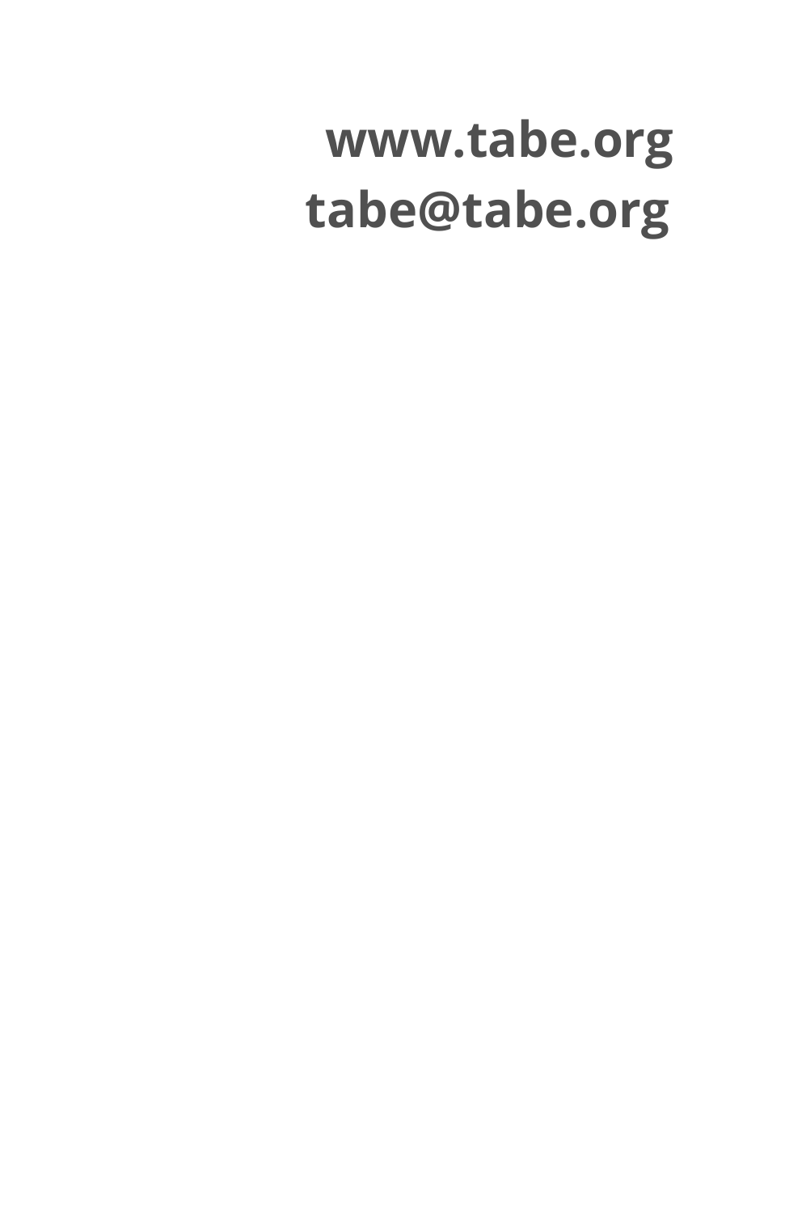**www.tabe.org**
**tabe@tabe.org**